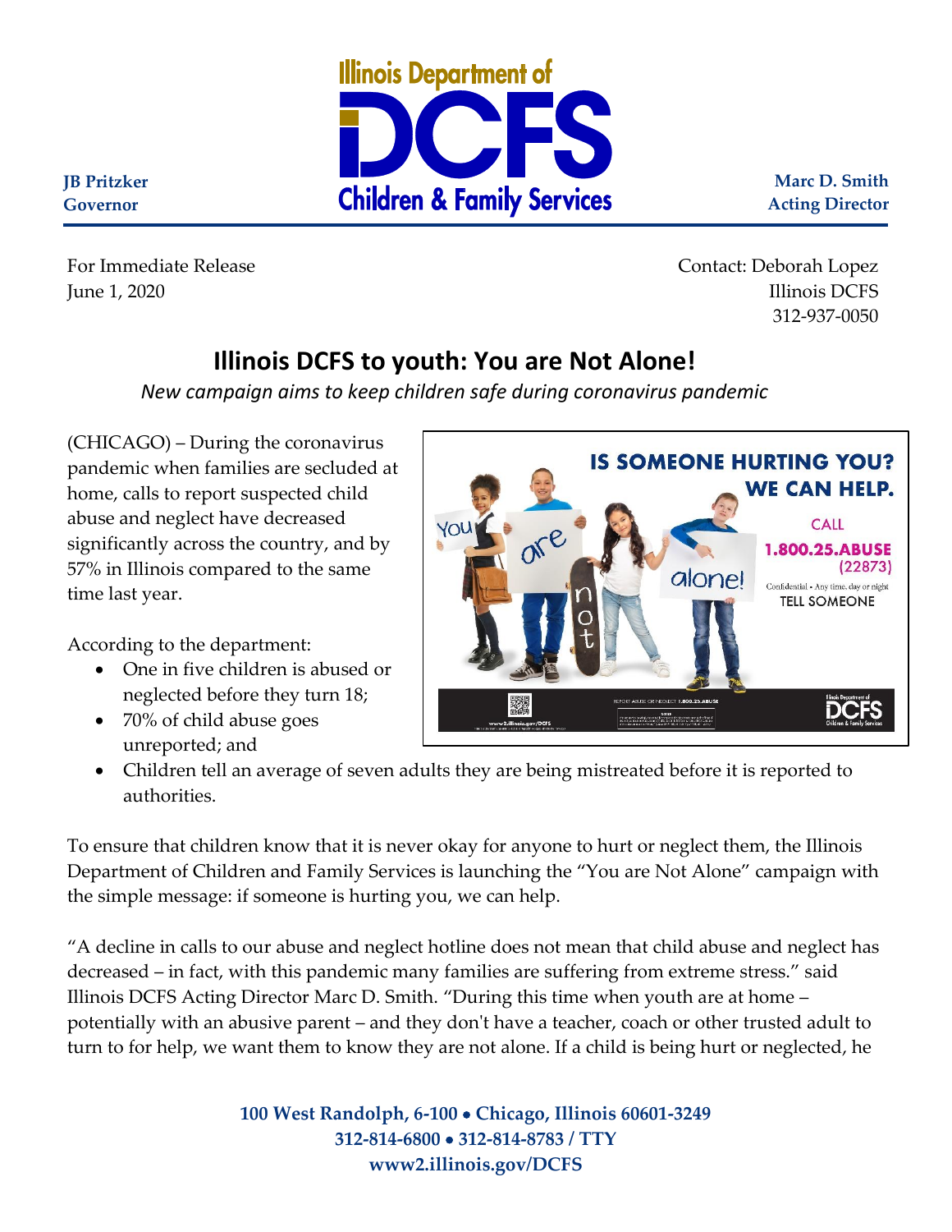JB Pritzker
Governor

Illinois Department of
DCFS
Children & Family Services

Marc D. Smith
Acting Director

For Immediate Release
June 1, 2020

Contact: Deborah Lopez
Illinois DCFS
312-937-0050

# Illinois DCFS to youth: You are Not Alone!

*New campaign aims to keep children safe during coronavirus pandemic*

(CHICAGO) – During the coronavirus pandemic when families are secluded at home, calls to report suspected child abuse and neglect have decreased significantly across the country, and by 57% in Illinois compared to the same time last year.

According to the department:

- One in five children is abused or neglected before they turn 18;
- 70% of child abuse goes unreported; and
- Children tell an average of seven adults they are being mistreated before it is reported to authorities.

To ensure that children know that it is never okay for anyone to hurt or neglect them, the Illinois Department of Children and Family Services is launching the "You are Not Alone" campaign with the simple message: if someone is hurting you, we can help.

"A decline in calls to our abuse and neglect hotline does not mean that child abuse and neglect has decreased – in fact, with this pandemic many families are suffering from extreme stress." said Illinois DCFS Acting Director Marc D. Smith. "During this time when youth are at home – potentially with an abusive parent – and they don't have a teacher, coach or other trusted adult to turn to for help, we want them to know they are not alone. If a child is being hurt or neglected, he

100 West Randolph, 6-100 • Chicago, Illinois 60601-3249
312-814-6800 • 312-814-8783 / TTY
www2.illinois.gov/DCFS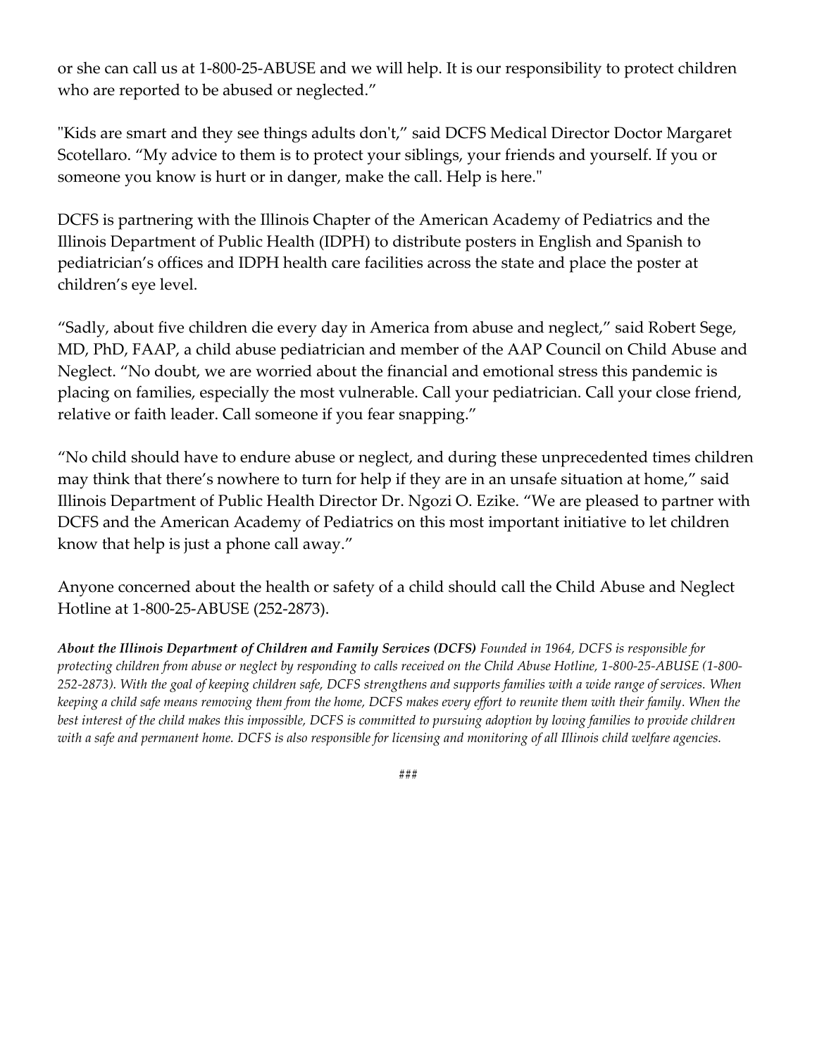or she can call us at 1-800-25-ABUSE and we will help. It is our responsibility to protect children who are reported to be abused or neglected."

"Kids are smart and they see things adults don't," said DCFS Medical Director Doctor Margaret Scotellaro. "My advice to them is to protect your siblings, your friends and yourself. If you or someone you know is hurt or in danger, make the call. Help is here."

DCFS is partnering with the Illinois Chapter of the American Academy of Pediatrics and the Illinois Department of Public Health (IDPH) to distribute posters in English and Spanish to pediatrician's offices and IDPH health care facilities across the state and place the poster at children's eye level.

"Sadly, about five children die every day in America from abuse and neglect," said Robert Sege, MD, PhD, FAAP, a child abuse pediatrician and member of the AAP Council on Child Abuse and Neglect. "No doubt, we are worried about the financial and emotional stress this pandemic is placing on families, especially the most vulnerable. Call your pediatrician. Call your close friend, relative or faith leader. Call someone if you fear snapping."

"No child should have to endure abuse or neglect, and during these unprecedented times children may think that there's nowhere to turn for help if they are in an unsafe situation at home," said Illinois Department of Public Health Director Dr. Ngozi O. Ezike. "We are pleased to partner with DCFS and the American Academy of Pediatrics on this most important initiative to let children know that help is just a phone call away."

Anyone concerned about the health or safety of a child should call the Child Abuse and Neglect Hotline at 1-800-25-ABUSE (252-2873).

***About the Illinois Department of Children and Family Services (DCFS)*** *Founded in 1964, DCFS is responsible for protecting children from abuse or neglect by responding to calls received on the Child Abuse Hotline, 1-800-25-ABUSE (1-800-252-2873). With the goal of keeping children safe, DCFS strengthens and supports families with a wide range of services. When keeping a child safe means removing them from the home, DCFS makes every effort to reunite them with their family. When the best interest of the child makes this impossible, DCFS is committed to pursuing adoption by loving families to provide children with a safe and permanent home. DCFS is also responsible for licensing and monitoring of all Illinois child welfare agencies.*

###